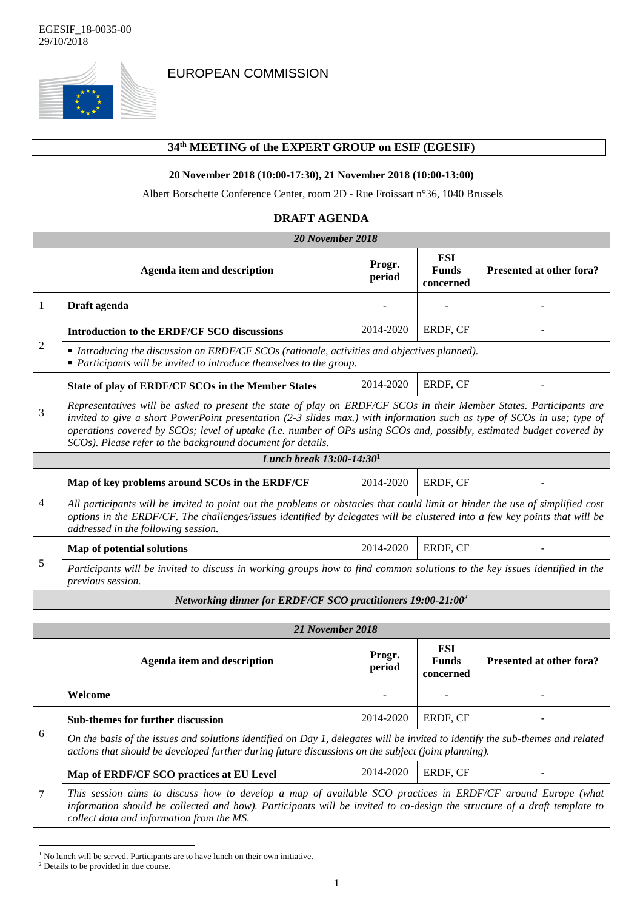EGESIF_18-0035-00
29/10/2018

EUROPEAN COMMISSION

# 34th MEETING of the EXPERT GROUP on ESIF (EGESIF)

**20 November 2018 (10:00-17:30), 21 November 2018 (10:00-13:00)**

Albert Borschette Conference Center, room 2D - Rue Froissart n°36, 1040 Brussels

## DRAFT AGENDA

| | *20 November 2018* | | | |
|---|---|---|---|---|
| | **Agenda item and description** | **Progr. period** | **ESI Funds concerned** | **Presented at other fora?** |
| 1 | **Draft agenda** | - | - | - |
| 2 | **Introduction to the ERDF/CF SCO discussions** | 2014-2020 | ERDF, CF | - |
| | ▪ *Introducing the discussion on ERDF/CF SCOs (rationale, activities and objectives planned).* ▪ *Participants will be invited to introduce themselves to the group.* | | | |
| 3 | **State of play of ERDF/CF SCOs in the Member States** | 2014-2020 | ERDF, CF | - |
| | *Representatives will be asked to present the state of play on ERDF/CF SCOs in their Member States. Participants are invited to give a short PowerPoint presentation (2-3 slides max.) with information such as type of SCOs in use; type of operations covered by SCOs; level of uptake (i.e. number of OPs using SCOs and, possibly, estimated budget covered by SCOs). Please refer to the background document for details.* | | | |
| | *Lunch break 13:00-14:30*[1] | | | |
| 4 | **Map of key problems around SCOs in the ERDF/CF** | 2014-2020 | ERDF, CF | - |
| | *All participants will be invited to point out the problems or obstacles that could limit or hinder the use of simplified cost options in the ERDF/CF. The challenges/issues identified by delegates will be clustered into a few key points that will be addressed in the following session.* | | | |
| 5 | **Map of potential solutions** | 2014-2020 | ERDF, CF | - |
| | *Participants will be invited to discuss in working groups how to find common solutions to the key issues identified in the previous session.* | | | |
| | *Networking dinner for ERDF/CF SCO practitioners 19:00-21:00*[2] | | | |

| | *21 November 2018* | | | |
|---|---|---|---|---|
| | **Agenda item and description** | **Progr. period** | **ESI Funds concerned** | **Presented at other fora?** |
| | **Welcome** | - | - | - |
| 6 | **Sub-themes for further discussion** | 2014-2020 | ERDF, CF | - |
| | *On the basis of the issues and solutions identified on Day 1, delegates will be invited to identify the sub-themes and related actions that should be developed further during future discussions on the subject (joint planning).* | | | |
| 7 | **Map of ERDF/CF SCO practices at EU Level** | 2014-2020 | ERDF, CF | - |
| | *This session aims to discuss how to develop a map of available SCO practices in ERDF/CF around Europe (what information should be collected and how). Participants will be invited to co-design the structure of a draft template to collect data and information from the MS.* | | | |

[1] No lunch will be served. Participants are to have lunch on their own initiative.

[2] Details to be provided in due course.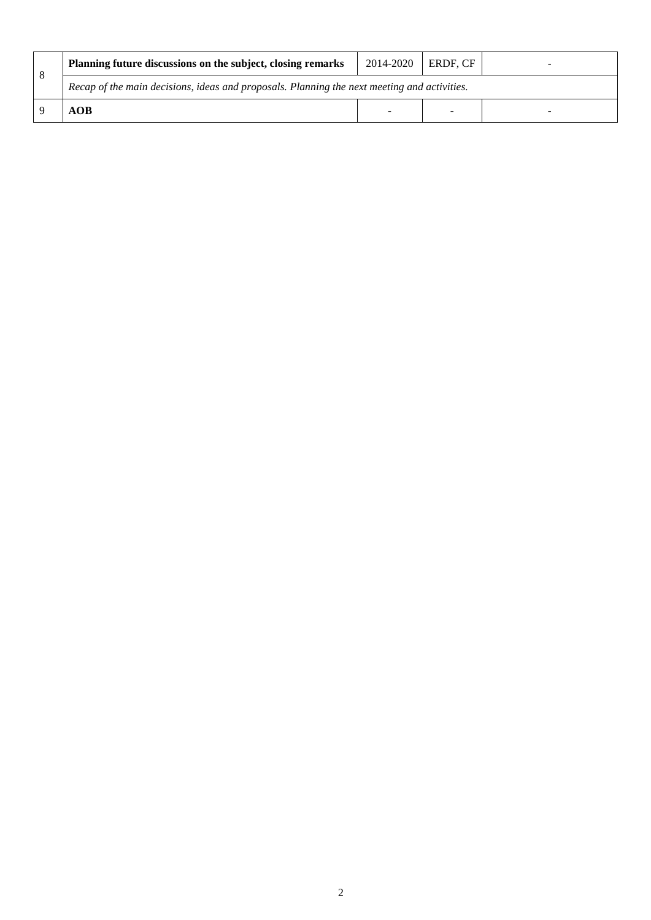| | | | | |
|---|---|---|---|---|
| 8 | **Planning future discussions on the subject, closing remarks** | 2014-2020 | ERDF, CF | - |
| | *Recap of the main decisions, ideas and proposals. Planning the next meeting and activities.* | | | |
| 9 | **AOB** | - | - | - |